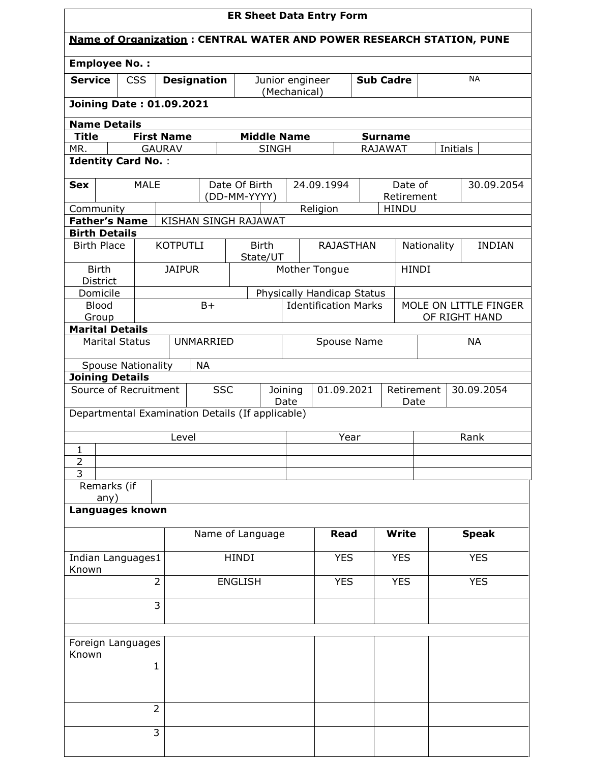# ER Sheet Data Entry Form

**Name of Organization : CENTRAL WATER AND POWER RESEARCH STATION, PUNE**

**Employee No. :**

| **Service** | CSS | **Designation** | Junior engineer (Mechanical) | **Sub Cadre** | NA |
|---|---|---|---|---|---|

**Joining Date : 01.09.2021**

**Name Details**

| **Title** | **First Name** | **Middle Name** | **Surname** | | |
|---|---|---|---|---|---|
| MR. | GAURAV | SINGH | RAJAWAT | Initials | |

**Identity Card No.** :

| **Sex** | MALE | Date Of Birth (DD-MM-YYYY) | 24.09.1994 | Date of Retirement | 30.09.2054 |
|---|---|---|---|---|---|
| Community | | | Religion | HINDU | |
| **Father's Name** | KISHAN SINGH RAJAWAT | | | | |

**Birth Details**

| Birth Place | KOTPUTLI | Birth State/UT | RAJASTHAN | Nationality | INDIAN |
|---|---|---|---|---|---|
| Birth District | JAIPUR | Mother Tongue | | HINDI | |
| Domicile | | Physically Handicap Status | | | |
| Blood Group | B+ | Identification Marks | | MOLE ON LITTLE FINGER OF RIGHT HAND | |

**Marital Details**

| Marital Status | UNMARRIED | Spouse Name | NA |
|---|---|---|---|
| Spouse Nationality | NA | | |

**Joining Details**

| Source of Recruitment | SSC | Joining Date | 01.09.2021 | Retirement Date | 30.09.2054 |
|---|---|---|---|---|---|

Departmental Examination Details (If applicable)

| | Level | Year | Rank |
|---|---|---|---|
| 1 | | | |
| 2 | | | |
| 3 | | | |

| Remarks (if any) | |
|---|---|

**Languages known**

| | Name of Language | **Read** | **Write** | **Speak** |
|---|---|---|---|---|
| Indian Languages Known 1 | HINDI | YES | YES | YES |
| 2 | ENGLISH | YES | YES | YES |
| 3 | | | | |
| Foreign Languages Known 1 | | | | |
| 2 | | | | |
| 3 | | | | |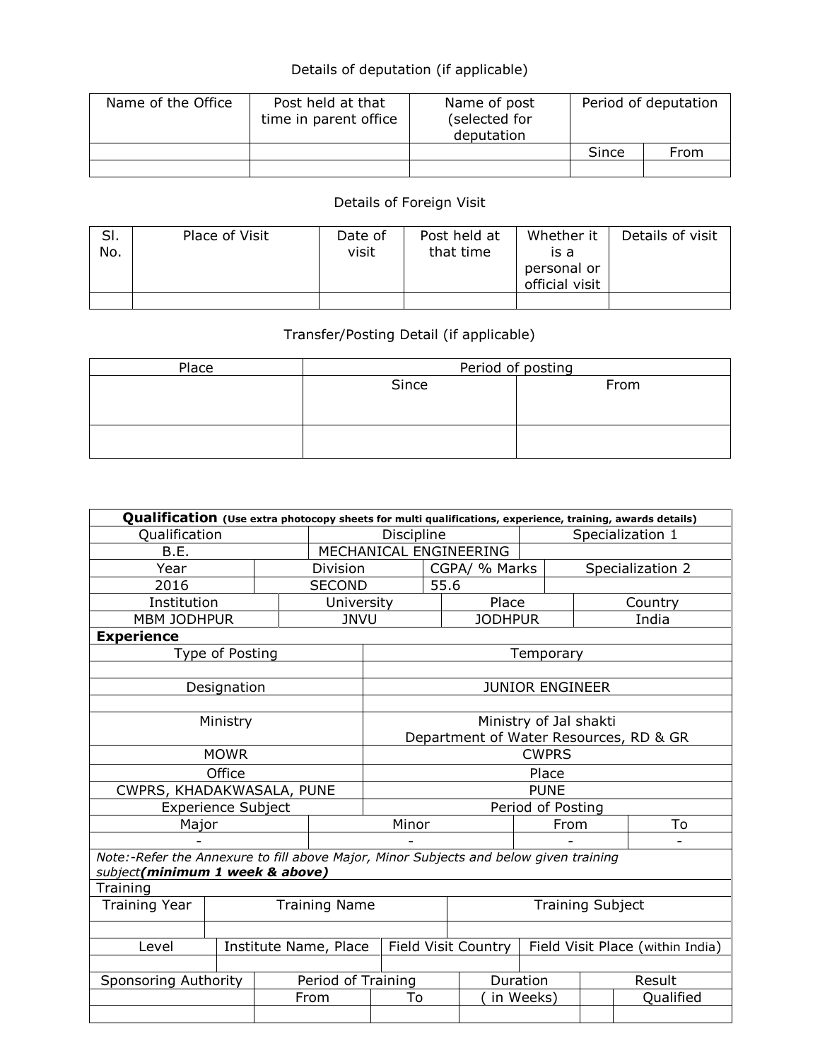Details of deputation (if applicable)

| Name of the Office | Post held at that time in parent office | Name of post (selected for deputation | Period of deputation | |
|---|---|---|---|---|
| | | | Since | From |
| | | | | |

Details of Foreign Visit

| Sl. No. | Place of Visit | Date of visit | Post held at that time | Whether it is a personal or official visit | Details of visit |
|---|---|---|---|---|---|
| | | | | | |

Transfer/Posting Detail (if applicable)

| Place | Period of posting | |
|---|---|---|
| | Since | From |
| | | |

| **Qualification** **(Use extra photocopy sheets for multi qualifications, experience, training, awards details)** | | | |
|---|---|---|---|
| Qualification | Discipline | Specialization 1 | |
| B.E. | MECHANICAL ENGINEERING | | |
| Year | Division | CGPA/ % Marks | Specialization 2 |
| 2016 | SECOND | 55.6 | |
| Institution | University | Place | Country |
| MBM JODHPUR | JNVU | JODHPUR | India |

| **Experience** | |
|---|---|
| Type of Posting | Temporary |
| | |
| Designation | JUNIOR ENGINEER |
| | |
| Ministry | Ministry of Jal shakti Department of Water Resources, RD & GR |
| MOWR | CWPRS |
| Office | Place |
| CWPRS, KHADAKWASALA, PUNE | PUNE |
| Experience Subject | Period of Posting |

| Major | Minor | From | To |
|---|---|---|---|
| - | - | - | - |

*Note:-Refer the Annexure to fill above Major, Minor Subjects and below given training subject**(minimum 1 week & above)***

Training

| Training Year | Training Name | Training Subject |
|---|---|---|
| | | |

| Level | Institute Name, Place | Field Visit Country | Field Visit Place (within India) |
|---|---|---|---|
| | | | |

| Sponsoring Authority | Period of Training | | Duration | Result | |
|---|---|---|---|---|---|
| | From | To | ( in Weeks) | | Qualified |
| | | | | | |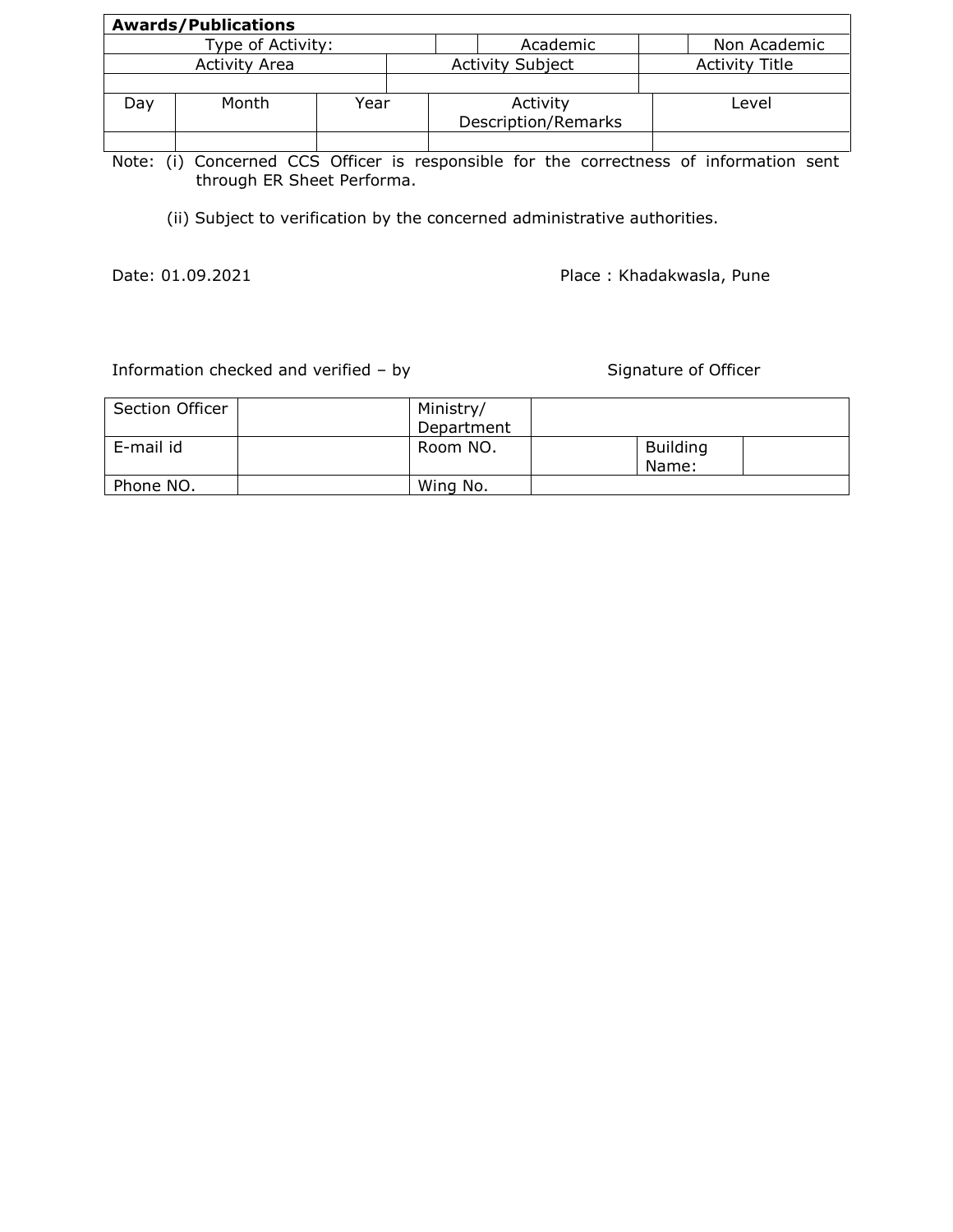| Awards/Publications | | | | | | |
|---|---|---|---|---|---|---|
| Type of Activity: | | | | Academic | | Non Academic |
| Activity Area | | | Activity Subject | | Activity Title | |
| | | | | | | |
| Day | Month | Year | Activity Description/Remarks | | Level | |
| | | | | | | |

Note: (i) Concerned CCS Officer is responsible for the correctness of information sent through ER Sheet Performa.

(ii) Subject to verification by the concerned administrative authorities.

Date: 01.09.2021 Place : Khadakwasla, Pune

Information checked and verified – by Signature of Officer

| | | | | | |
|---|---|---|---|---|---|
| Section Officer | | Ministry/ Department | | | |
| E-mail id | | Room NO. | | Building Name: | |
| Phone NO. | | Wing No. | | | |